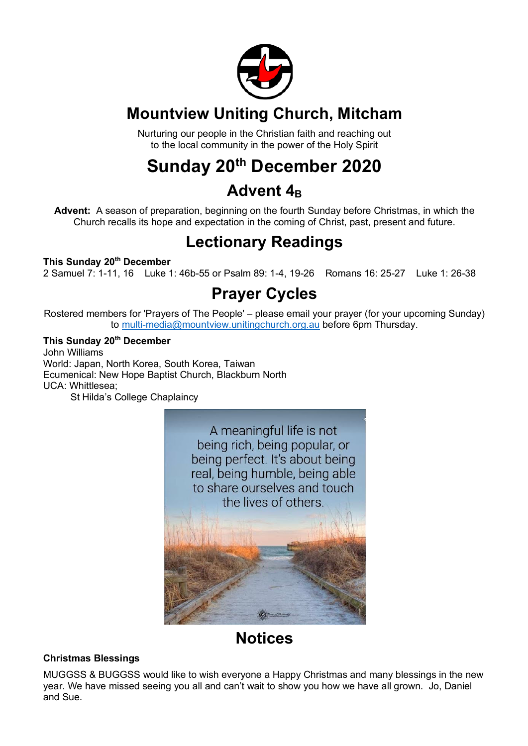# Mountview Uniting Church, Mitcham

Nurturing our people in the Christian faith and reaching out
to the local community in the power of the Holy Spirit

# Sunday 20th December 2020

## Advent 4B

**Advent:** A season of preparation, beginning on the fourth Sunday before Christmas, in which the Church recalls its hope and expectation in the coming of Christ, past, present and future.

## Lectionary Readings

**This Sunday 20th December**
2 Samuel 7: 1-11, 16    Luke 1: 46b-55 or Psalm 89: 1-4, 19-26    Romans 16: 25-27    Luke 1: 26-38

## Prayer Cycles

Rostered members for 'Prayers of The People' – please email your prayer (for your upcoming Sunday) to multi-media@mountview.unitingchurch.org.au before 6pm Thursday.

**This Sunday 20th December**
John Williams
World: Japan, North Korea, South Korea, Taiwan
Ecumenical: New Hope Baptist Church, Blackburn North
UCA: Whittlesea;
St Hilda's College Chaplaincy

A meaningful life is not being rich, being popular, or being perfect. It's about being real, being humble, being able to share ourselves and touch the lives of others.

## Notices

**Christmas Blessings**

MUGGSS & BUGGSS would like to wish everyone a Happy Christmas and many blessings in the new year. We have missed seeing you all and can't wait to show you how we have all grown. Jo, Daniel and Sue.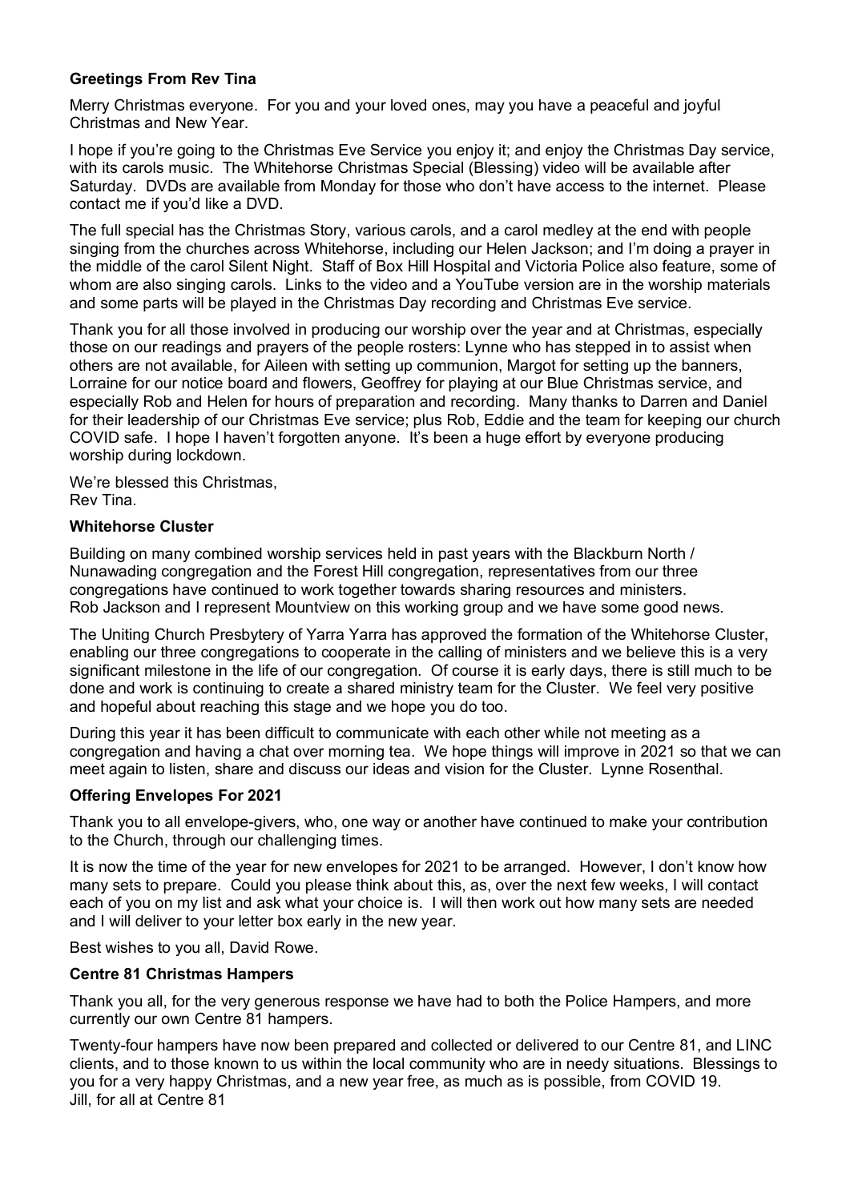**Greetings From Rev Tina**

Merry Christmas everyone. For you and your loved ones, may you have a peaceful and joyful Christmas and New Year.

I hope if you're going to the Christmas Eve Service you enjoy it; and enjoy the Christmas Day service, with its carols music. The Whitehorse Christmas Special (Blessing) video will be available after Saturday. DVDs are available from Monday for those who don't have access to the internet. Please contact me if you'd like a DVD.

The full special has the Christmas Story, various carols, and a carol medley at the end with people singing from the churches across Whitehorse, including our Helen Jackson; and I'm doing a prayer in the middle of the carol Silent Night. Staff of Box Hill Hospital and Victoria Police also feature, some of whom are also singing carols. Links to the video and a YouTube version are in the worship materials and some parts will be played in the Christmas Day recording and Christmas Eve service.

Thank you for all those involved in producing our worship over the year and at Christmas, especially those on our readings and prayers of the people rosters: Lynne who has stepped in to assist when others are not available, for Aileen with setting up communion, Margot for setting up the banners, Lorraine for our notice board and flowers, Geoffrey for playing at our Blue Christmas service, and especially Rob and Helen for hours of preparation and recording. Many thanks to Darren and Daniel for their leadership of our Christmas Eve service; plus Rob, Eddie and the team for keeping our church COVID safe. I hope I haven't forgotten anyone. It's been a huge effort by everyone producing worship during lockdown.

We're blessed this Christmas,
Rev Tina.

**Whitehorse Cluster**

Building on many combined worship services held in past years with the Blackburn North / Nunawading congregation and the Forest Hill congregation, representatives from our three congregations have continued to work together towards sharing resources and ministers. Rob Jackson and I represent Mountview on this working group and we have some good news.

The Uniting Church Presbytery of Yarra Yarra has approved the formation of the Whitehorse Cluster, enabling our three congregations to cooperate in the calling of ministers and we believe this is a very significant milestone in the life of our congregation. Of course it is early days, there is still much to be done and work is continuing to create a shared ministry team for the Cluster. We feel very positive and hopeful about reaching this stage and we hope you do too.

During this year it has been difficult to communicate with each other while not meeting as a congregation and having a chat over morning tea. We hope things will improve in 2021 so that we can meet again to listen, share and discuss our ideas and vision for the Cluster. Lynne Rosenthal.

**Offering Envelopes For 2021**

Thank you to all envelope-givers, who, one way or another have continued to make your contribution to the Church, through our challenging times.

It is now the time of the year for new envelopes for 2021 to be arranged. However, I don't know how many sets to prepare. Could you please think about this, as, over the next few weeks, I will contact each of you on my list and ask what your choice is. I will then work out how many sets are needed and I will deliver to your letter box early in the new year.

Best wishes to you all, David Rowe.

**Centre 81 Christmas Hampers**

Thank you all, for the very generous response we have had to both the Police Hampers, and more currently our own Centre 81 hampers.

Twenty-four hampers have now been prepared and collected or delivered to our Centre 81, and LINC clients, and to those known to us within the local community who are in needy situations. Blessings to you for a very happy Christmas, and a new year free, as much as is possible, from COVID 19.
Jill, for all at Centre 81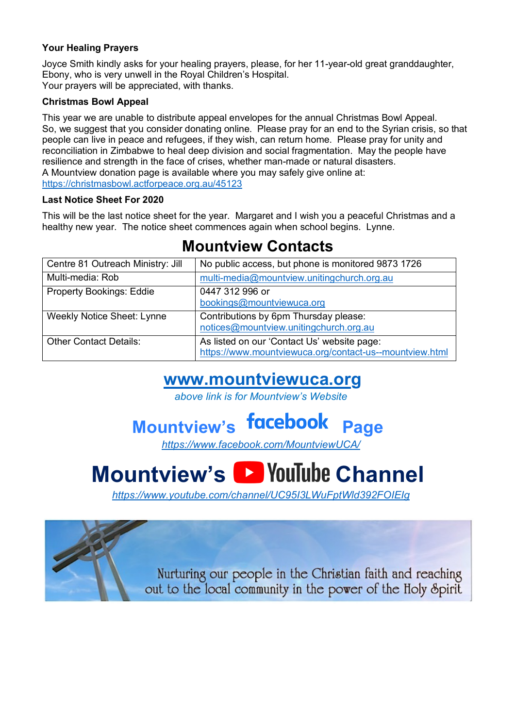**Your Healing Prayers**

Joyce Smith kindly asks for your healing prayers, please, for her 11-year-old great granddaughter, Ebony, who is very unwell in the Royal Children's Hospital.
Your prayers will be appreciated, with thanks.

**Christmas Bowl Appeal**

This year we are unable to distribute appeal envelopes for the annual Christmas Bowl Appeal. So, we suggest that you consider donating online. Please pray for an end to the Syrian crisis, so that people can live in peace and refugees, if they wish, can return home. Please pray for unity and reconciliation in Zimbabwe to heal deep division and social fragmentation. May the people have resilience and strength in the face of crises, whether man-made or natural disasters.
A Mountview donation page is available where you may safely give online at:
https://christmasbowl.actforpeace.org.au/45123

**Last Notice Sheet For 2020**

This will be the last notice sheet for the year. Margaret and I wish you a peaceful Christmas and a healthy new year. The notice sheet commences again when school begins. Lynne.

## Mountview Contacts

| | |
|---|---|
| Centre 81 Outreach Ministry: Jill | No public access, but phone is monitored 9873 1726 |
| Multi-media: Rob | multi-media@mountview.unitingchurch.org.au |
| Property Bookings: Eddie | 0447 312 996 or bookings@mountviewuca.org |
| Weekly Notice Sheet: Lynne | Contributions by 6pm Thursday please: notices@mountview.unitingchurch.org.au |
| Other Contact Details: | As listed on our 'Contact Us' website page: https://www.mountviewuca.org/contact-us--mountview.html |

## www.mountviewuca.org

*above link is for Mountview's Website*

## Mountview's facebook Page

*https://www.facebook.com/MountviewUCA/*

## Mountview's YouTube Channel

*https://www.youtube.com/channel/UC95I3LWuFptWld392FOIElg*

Nurturing our people in the Christian faith and reaching out to the local community in the power of the Holy Spirit